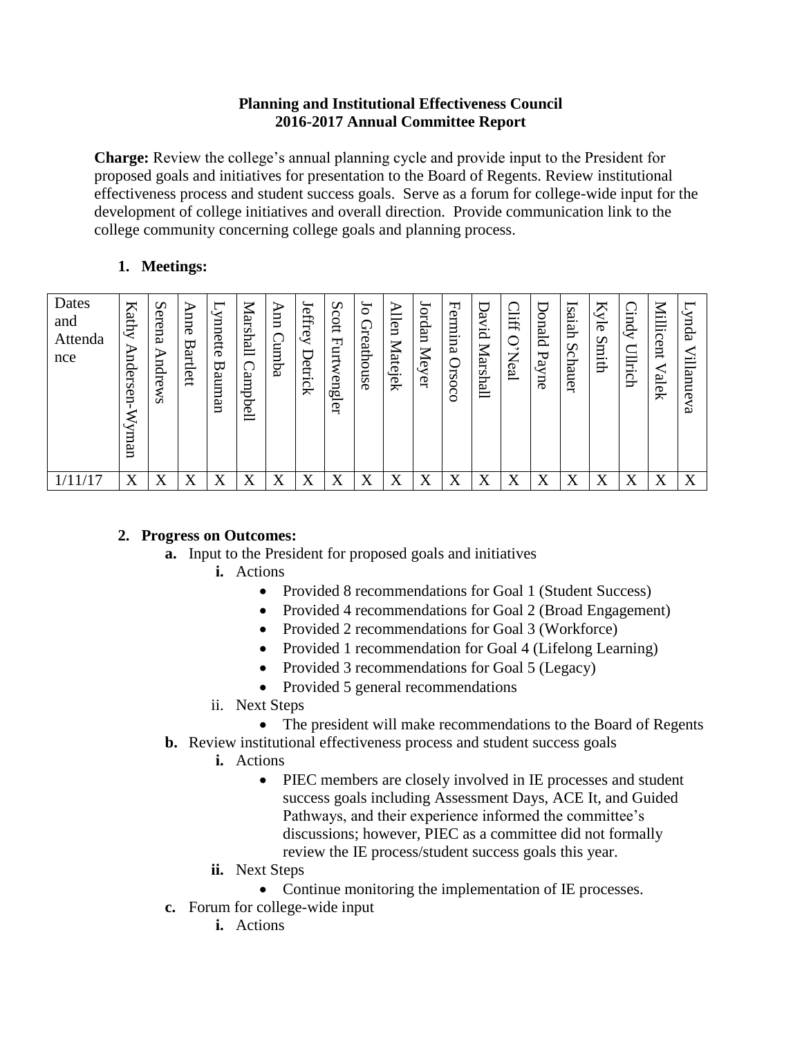**Planning and Institutional Effectiveness Council**
**2016-2017 Annual Committee Report**

**Charge:** Review the college's annual planning cycle and provide input to the President for proposed goals and initiatives for presentation to the Board of Regents. Review institutional effectiveness process and student success goals. Serve as a forum for college-wide input for the development of college initiatives and overall direction. Provide communication link to the college community concerning college goals and planning process.

1. **Meetings:**

| Dates and Attendance | Kathy Andersen-Wyman | Serena Andrews | Anne Bartlett | Lynnette Bauman | Marshall Campbell | Ann Cumba | Jeffrey Detrick | Scott Furtwengler | Jo Greathouse | Allen Matejek | Jordan Meyer | Fermina Orsoco | David Marshall | Cliff O'Neal | Donald Payne | Isaiah Schauer | Kyle Smith | Cindy Ullrich | Millicent Valek | Lynda Villanueva |
|---|---|---|---|---|---|---|---|---|---|---|---|---|---|---|---|---|---|---|---|---|
| 1/11/17 | X | X | X | X | X | X | X | X | X | X | X | X | X | X | X | X | X | X | X | X |

2. **Progress on Outcomes:**
   - **a.** Input to the President for proposed goals and initiatives
     - **i.** Actions
       - Provided 8 recommendations for Goal 1 (Student Success)
       - Provided 4 recommendations for Goal 2 (Broad Engagement)
       - Provided 2 recommendations for Goal 3 (Workforce)
       - Provided 1 recommendation for Goal 4 (Lifelong Learning)
       - Provided 3 recommendations for Goal 5 (Legacy)
       - Provided 5 general recommendations
     - ii. Next Steps
       - The president will make recommendations to the Board of Regents
   - **b.** Review institutional effectiveness process and student success goals
     - **i.** Actions
       - PIEC members are closely involved in IE processes and student success goals including Assessment Days, ACE It, and Guided Pathways, and their experience informed the committee's discussions; however, PIEC as a committee did not formally review the IE process/student success goals this year.
     - **ii.** Next Steps
       - Continue monitoring the implementation of IE processes.
   - **c.** Forum for college-wide input
     - **i.** Actions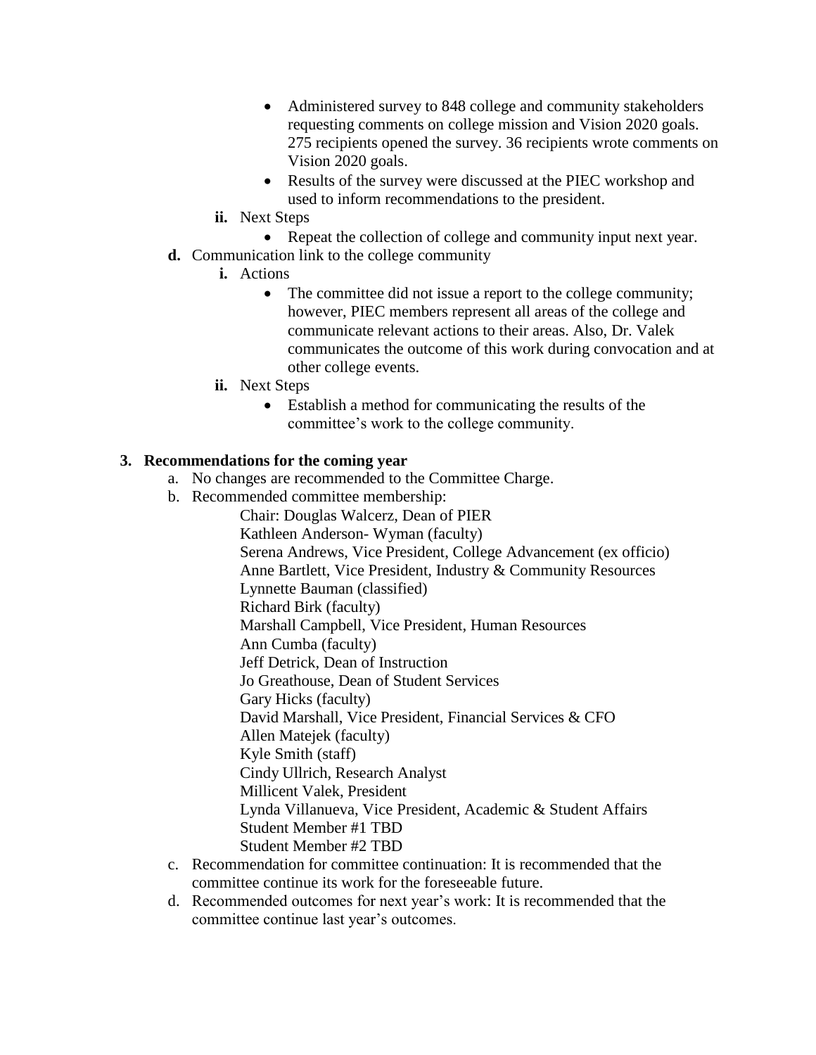- Administered survey to 848 college and community stakeholders requesting comments on college mission and Vision 2020 goals. 275 recipients opened the survey. 36 recipients wrote comments on Vision 2020 goals.
- Results of the survey were discussed at the PIEC workshop and used to inform recommendations to the president.

**ii.** Next Steps

- Repeat the collection of college and community input next year.

**d.** Communication link to the college community

**i.** Actions

- The committee did not issue a report to the college community; however, PIEC members represent all areas of the college and communicate relevant actions to their areas. Also, Dr. Valek communicates the outcome of this work during convocation and at other college events.

**ii.** Next Steps

- Establish a method for communicating the results of the committee's work to the college community.

**3. Recommendations for the coming year**

a. No changes are recommended to the Committee Charge.

b. Recommended committee membership:

Chair: Douglas Walcerz, Dean of PIER
Kathleen Anderson- Wyman (faculty)
Serena Andrews, Vice President, College Advancement (ex officio)
Anne Bartlett, Vice President, Industry & Community Resources
Lynnette Bauman (classified)
Richard Birk (faculty)
Marshall Campbell, Vice President, Human Resources
Ann Cumba (faculty)
Jeff Detrick, Dean of Instruction
Jo Greathouse, Dean of Student Services
Gary Hicks (faculty)
David Marshall, Vice President, Financial Services & CFO
Allen Matejek (faculty)
Kyle Smith (staff)
Cindy Ullrich, Research Analyst
Millicent Valek, President
Lynda Villanueva, Vice President, Academic & Student Affairs
Student Member #1 TBD
Student Member #2 TBD

c. Recommendation for committee continuation: It is recommended that the committee continue its work for the foreseeable future.

d. Recommended outcomes for next year's work: It is recommended that the committee continue last year's outcomes.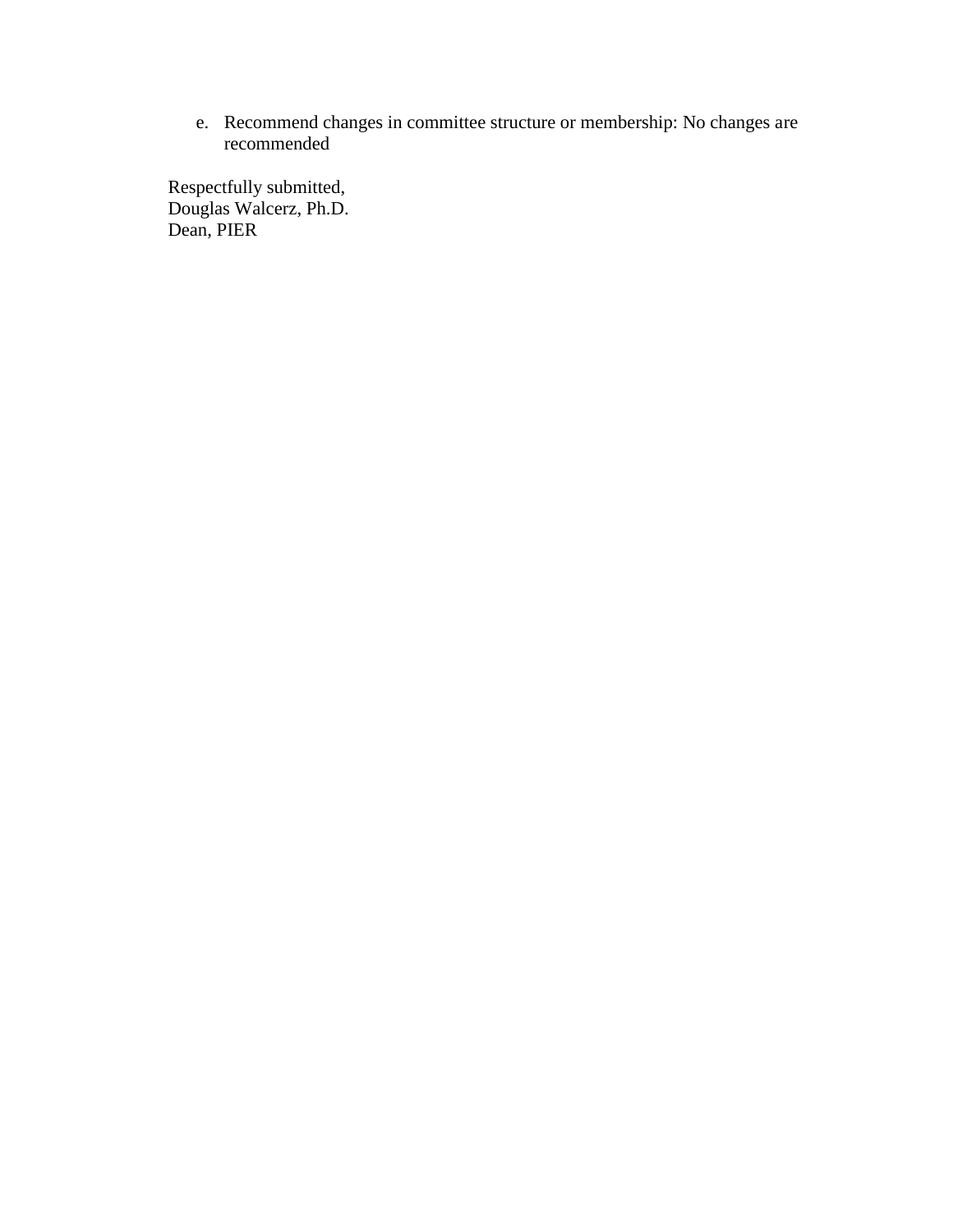e. Recommend changes in committee structure or membership: No changes are recommended

Respectfully submitted,
Douglas Walcerz, Ph.D.
Dean, PIER